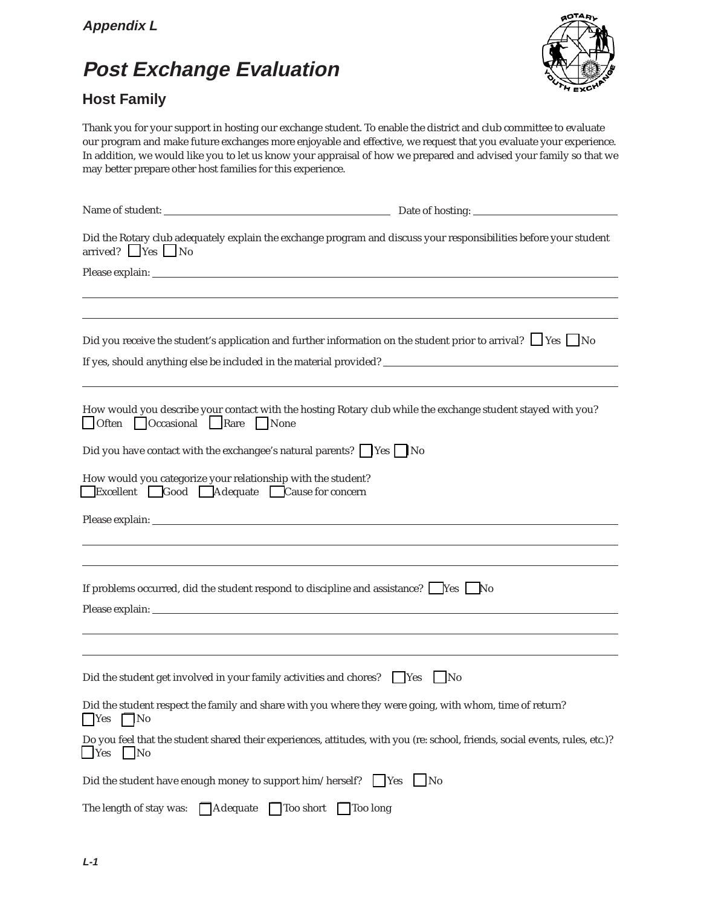*Appendix L*

# *Post Exchange Evaluation*

## Host Family

Thank you for your support in hosting our exchange student. To enable the district and club committee to evaluate our program and make future exchanges more enjoyable and effective, we request that you evaluate your experience. In addition, we would like you to let us know your appraisal of how we prepared and advised your family so that we may better prepare other host families for this experience.

Name of student: ______________________ Date of hosting: ______________________

Did the Rotary club adequately explain the exchange program and discuss your responsibilities before your student arrived? ☐ Yes ☐ No

Please explain: ______________________

______________________

______________________

Did you receive the student's application and further information on the student prior to arrival? ☐ Yes ☐ No

If yes, should anything else be included in the material provided? ______________________

______________________

How would you describe your contact with the hosting Rotary club while the exchange student stayed with you?
☐ Often ☐ Occasional ☐ Rare ☐ None

Did you have contact with the exchangee's natural parents? ☐ Yes ☐ No

How would you categorize your relationship with the student?
☐ Excellent ☐ Good ☐ Adequate ☐ Cause for concern

Please explain: ______________________

______________________

______________________

If problems occurred, did the student respond to discipline and assistance? ☐ Yes ☐ No

Please explain: ______________________

______________________

______________________

Did the student get involved in your family activities and chores? ☐ Yes ☐ No

Did the student respect the family and share with you where they were going, with whom, time of return?
☐ Yes ☐ No

Do you feel that the student shared their experiences, attitudes, with you (re: school, friends, social events, rules, etc.)?
☐ Yes ☐ No

Did the student have enough money to support him/herself? ☐ Yes ☐ No

The length of stay was: ☐ Adequate ☐ Too short ☐ Too long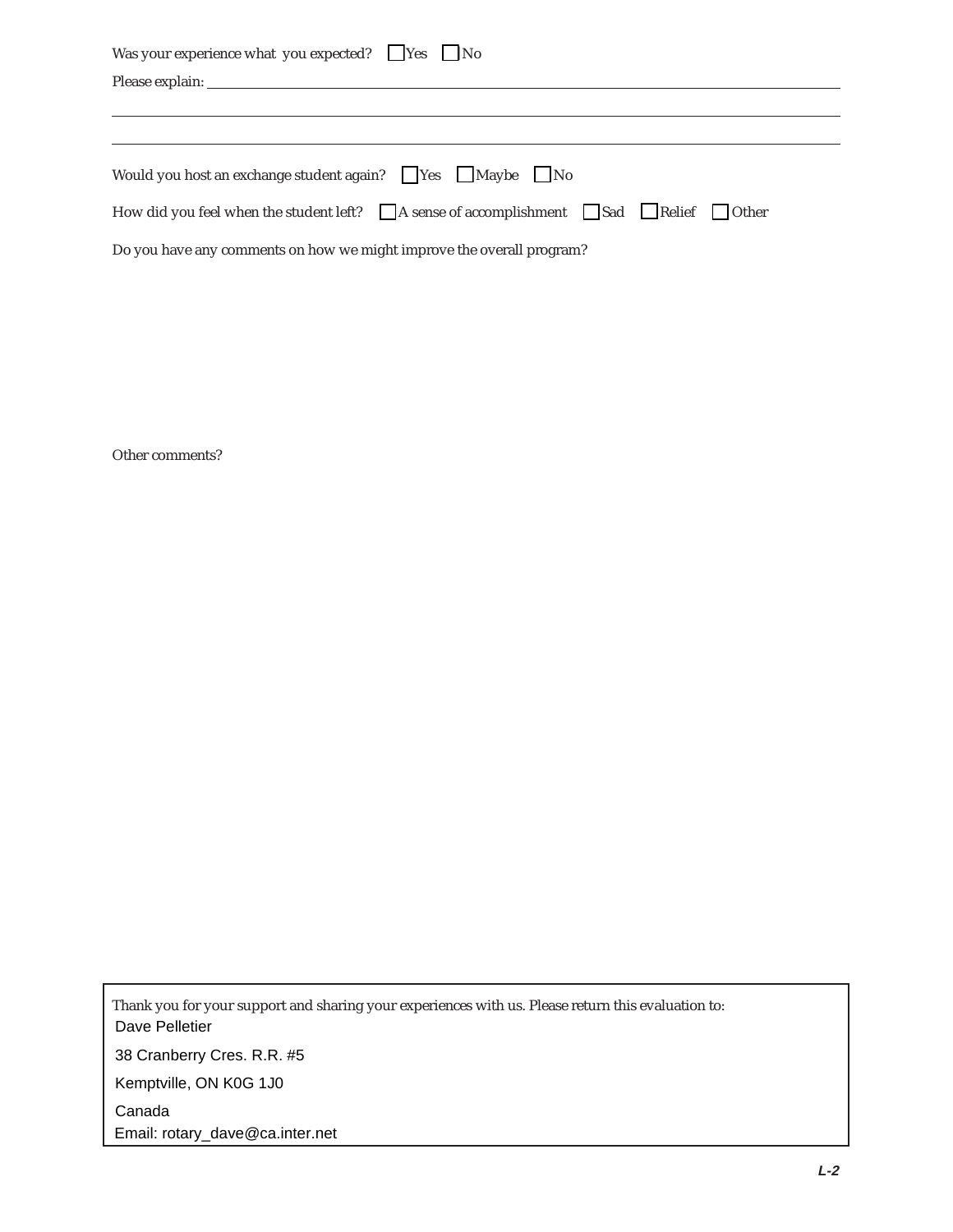Was your experience what you expected? ☐ Yes ☐ No

Please explain: ______________________________________________

______________________________________________

______________________________________________

Would you host an exchange student again? ☐ Yes ☐ Maybe ☐ No

How did you feel when the student left? ☐ A sense of accomplishment ☐ Sad ☐ Relief ☐ Other

Do you have any comments on how we might improve the overall program?

Other comments?

Thank you for your support and sharing your experiences with us. Please return this evaluation to:

Dave Pelletier

38 Cranberry Cres. R.R. #5

Kemptville, ON K0G 1J0

Canada

Email: rotary_dave@ca.inter.net